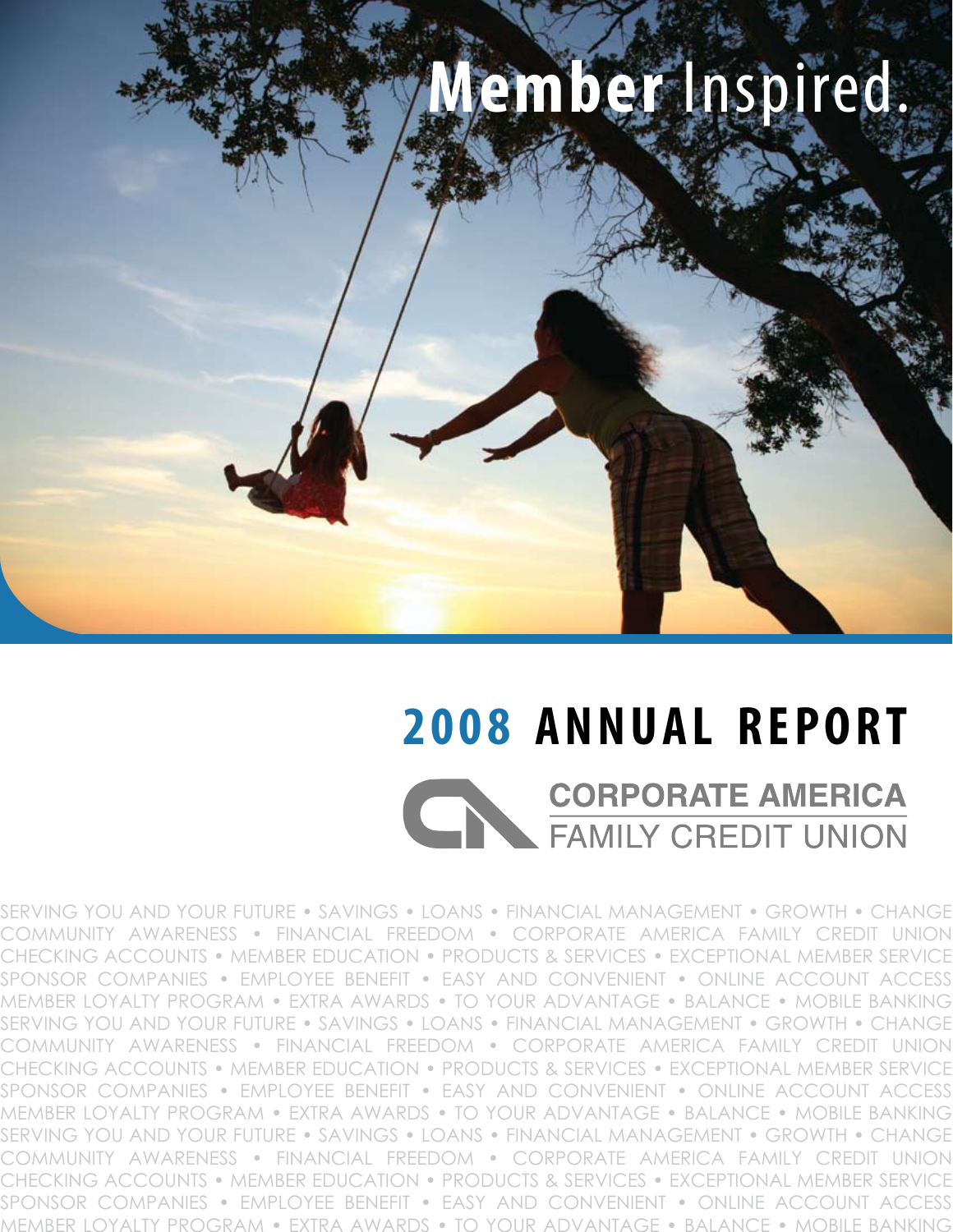# Member Inspired.

# 2008 ANNUAL REPORT

CORPORATE AMERICA
FAMILY CREDIT UNION

SERVING YOU AND YOUR FUTURE • SAVINGS • LOANS • FINANCIAL MANAGEMENT • GROWTH • CHANGE
COMMUNITY AWARENESS • FINANCIAL FREEDOM • CORPORATE AMERICA FAMILY CREDIT UNION
CHECKING ACCOUNTS • MEMBER EDUCATION • PRODUCTS & SERVICES • EXCEPTIONAL MEMBER SERVICE
SPONSOR COMPANIES • EMPLOYEE BENEFIT • EASY AND CONVENIENT • ONLINE ACCOUNT ACCESS
MEMBER LOYALTY PROGRAM • EXTRA AWARDS • TO YOUR ADVANTAGE • BALANCE • MOBILE BANKING
SERVING YOU AND YOUR FUTURE • SAVINGS • LOANS • FINANCIAL MANAGEMENT • GROWTH • CHANGE
COMMUNITY AWARENESS • FINANCIAL FREEDOM • CORPORATE AMERICA FAMILY CREDIT UNION
CHECKING ACCOUNTS • MEMBER EDUCATION • PRODUCTS & SERVICES • EXCEPTIONAL MEMBER SERVICE
SPONSOR COMPANIES • EMPLOYEE BENEFIT • EASY AND CONVENIENT • ONLINE ACCOUNT ACCESS
MEMBER LOYALTY PROGRAM • EXTRA AWARDS • TO YOUR ADVANTAGE • BALANCE • MOBILE BANKING
SERVING YOU AND YOUR FUTURE • SAVINGS • LOANS • FINANCIAL MANAGEMENT • GROWTH • CHANGE
COMMUNITY AWARENESS • FINANCIAL FREEDOM • CORPORATE AMERICA FAMILY CREDIT UNION
CHECKING ACCOUNTS • MEMBER EDUCATION • PRODUCTS & SERVICES • EXCEPTIONAL MEMBER SERVICE
SPONSOR COMPANIES • EMPLOYEE BENEFIT • EASY AND CONVENIENT • ONLINE ACCOUNT ACCESS
MEMBER LOYALTY PROGRAM • EXTRA AWARDS • TO YOUR ADVANTAGE • BALANCE • MOBILE BANKING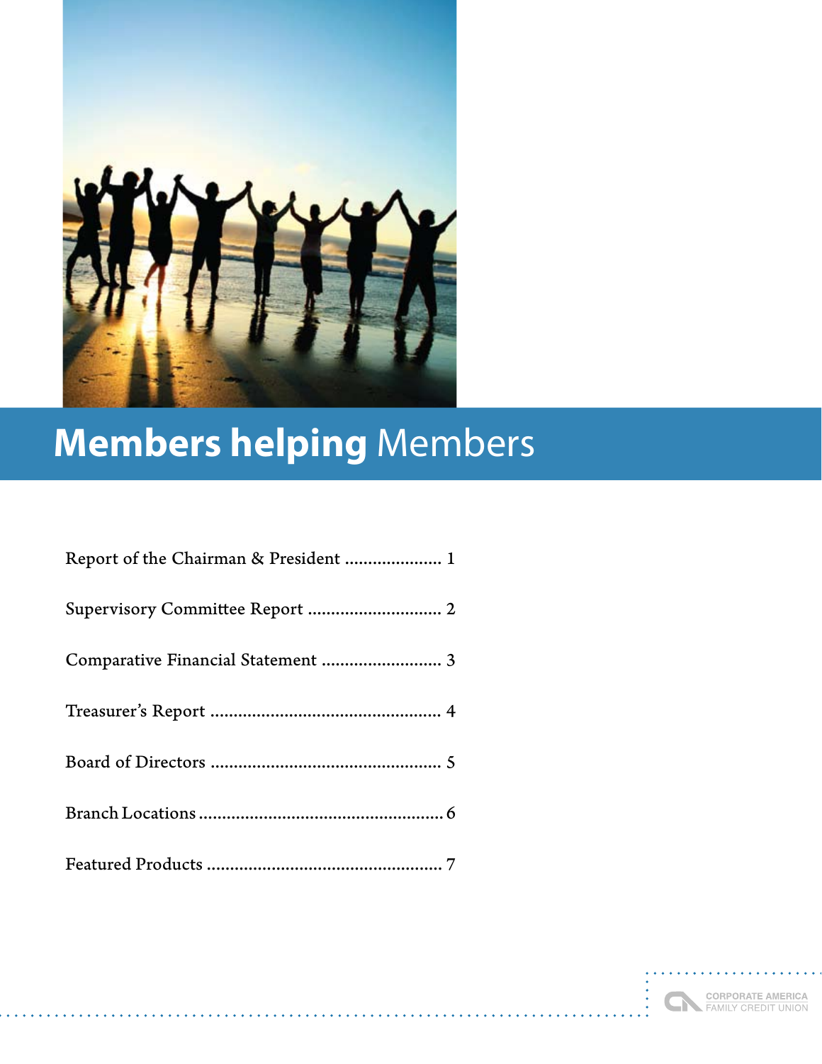# **Members helping** Members

Report of the Chairman & President ..................... 1

Supervisory Committee Report ............................. 2

Comparative Financial Statement .......................... 3

Treasurer's Report .................................................. 4

Board of Directors .................................................. 5

Branch Locations .................................................... 6

Featured Products ................................................... 7

CORPORATE AMERICA FAMILY CREDIT UNION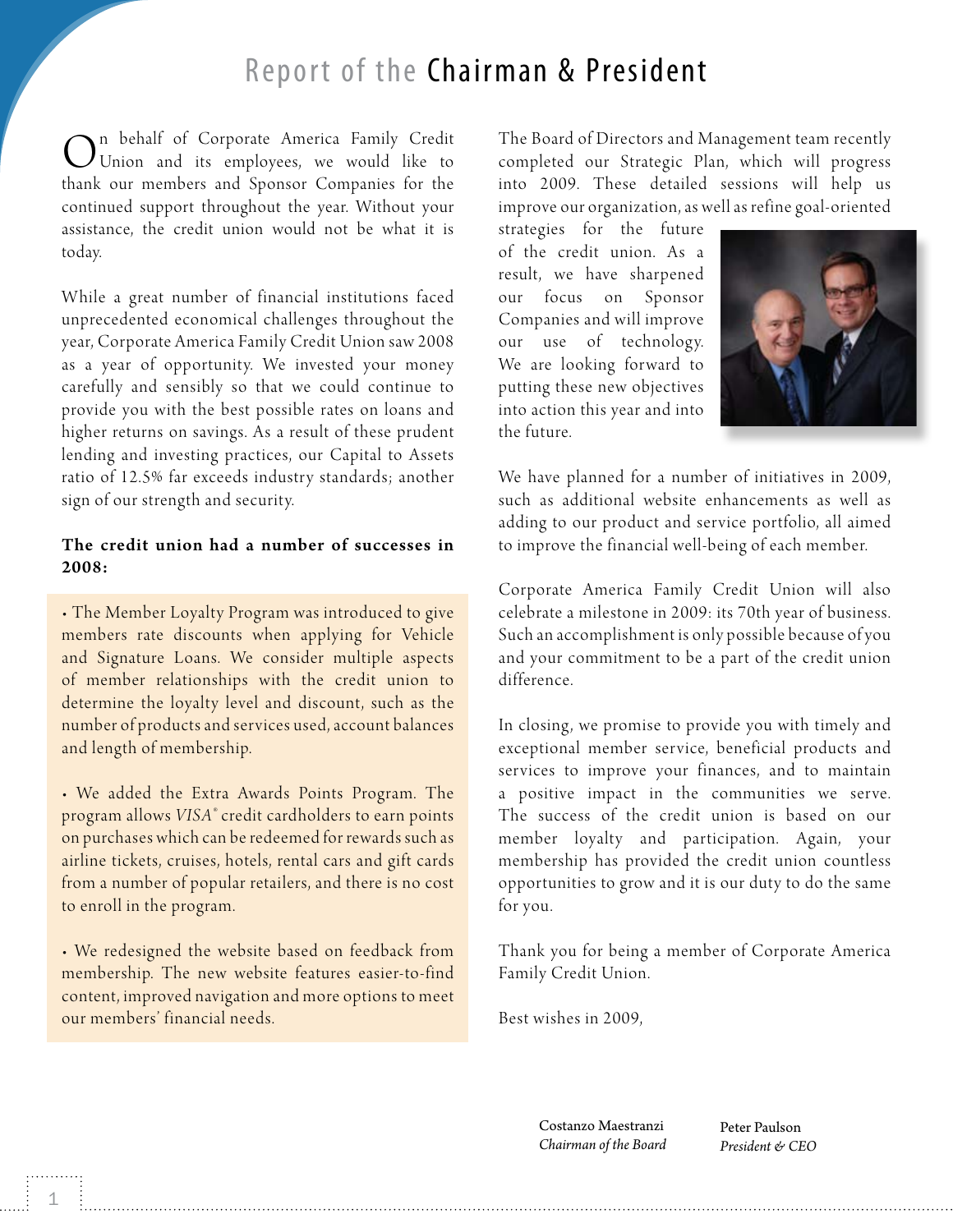# Report of the Chairman & President

On behalf of Corporate America Family Credit Union and its employees, we would like to thank our members and Sponsor Companies for the continued support throughout the year. Without your assistance, the credit union would not be what it is today.

While a great number of financial institutions faced unprecedented economical challenges throughout the year, Corporate America Family Credit Union saw 2008 as a year of opportunity. We invested your money carefully and sensibly so that we could continue to provide you with the best possible rates on loans and higher returns on savings. As a result of these prudent lending and investing practices, our Capital to Assets ratio of 12.5% far exceeds industry standards; another sign of our strength and security.

**The credit union had a number of successes in 2008:**

- The Member Loyalty Program was introduced to give members rate discounts when applying for Vehicle and Signature Loans. We consider multiple aspects of member relationships with the credit union to determine the loyalty level and discount, such as the number of products and services used, account balances and length of membership.

- We added the Extra Awards Points Program. The program allows *VISA*® credit cardholders to earn points on purchases which can be redeemed for rewards such as airline tickets, cruises, hotels, rental cars and gift cards from a number of popular retailers, and there is no cost to enroll in the program.

- We redesigned the website based on feedback from membership. The new website features easier-to-find content, improved navigation and more options to meet our members' financial needs.

The Board of Directors and Management team recently completed our Strategic Plan, which will progress into 2009. These detailed sessions will help us improve our organization, as well as refine goal-oriented strategies for the future of the credit union. As a result, we have sharpened our focus on Sponsor Companies and will improve our use of technology. We are looking forward to putting these new objectives into action this year and into the future.

We have planned for a number of initiatives in 2009, such as additional website enhancements as well as adding to our product and service portfolio, all aimed to improve the financial well-being of each member.

Corporate America Family Credit Union will also celebrate a milestone in 2009: its 70th year of business. Such an accomplishment is only possible because of you and your commitment to be a part of the credit union difference.

In closing, we promise to provide you with timely and exceptional member service, beneficial products and services to improve your finances, and to maintain a positive impact in the communities we serve. The success of the credit union is based on our member loyalty and participation. Again, your membership has provided the credit union countless opportunities to grow and it is our duty to do the same for you.

Thank you for being a member of Corporate America Family Credit Union.

Best wishes in 2009,

Costanzo Maestranzi
*Chairman of the Board*

Peter Paulson
*President & CEO*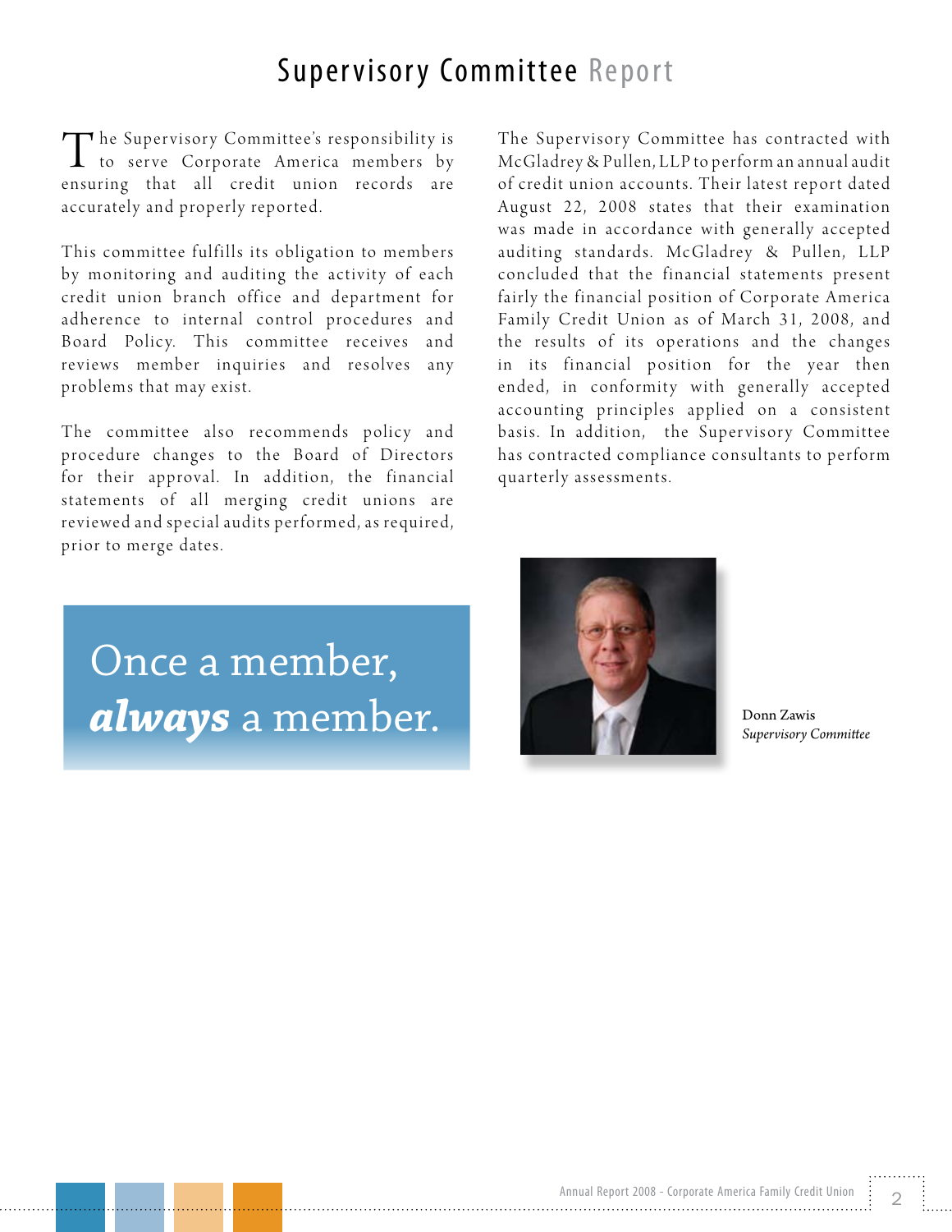# Supervisory Committee Report

The Supervisory Committee's responsibility is to serve Corporate America members by ensuring that all credit union records are accurately and properly reported.

This committee fulfills its obligation to members by monitoring and auditing the activity of each credit union branch office and department for adherence to internal control procedures and Board Policy. This committee receives and reviews member inquiries and resolves any problems that may exist.

The committee also recommends policy and procedure changes to the Board of Directors for their approval. In addition, the financial statements of all merging credit unions are reviewed and special audits performed, as required, prior to merge dates.

The Supervisory Committee has contracted with McGladrey & Pullen, LLP to perform an annual audit of credit union accounts. Their latest report dated August 22, 2008 states that their examination was made in accordance with generally accepted auditing standards. McGladrey & Pullen, LLP concluded that the financial statements present fairly the financial position of Corporate America Family Credit Union as of March 31, 2008, and the results of its operations and the changes in its financial position for the year then ended, in conformity with generally accepted accounting principles applied on a consistent basis. In addition, the Supervisory Committee has contracted compliance consultants to perform quarterly assessments.

Once a member, ***always*** a member.

Donn Zawis
*Supervisory Committee*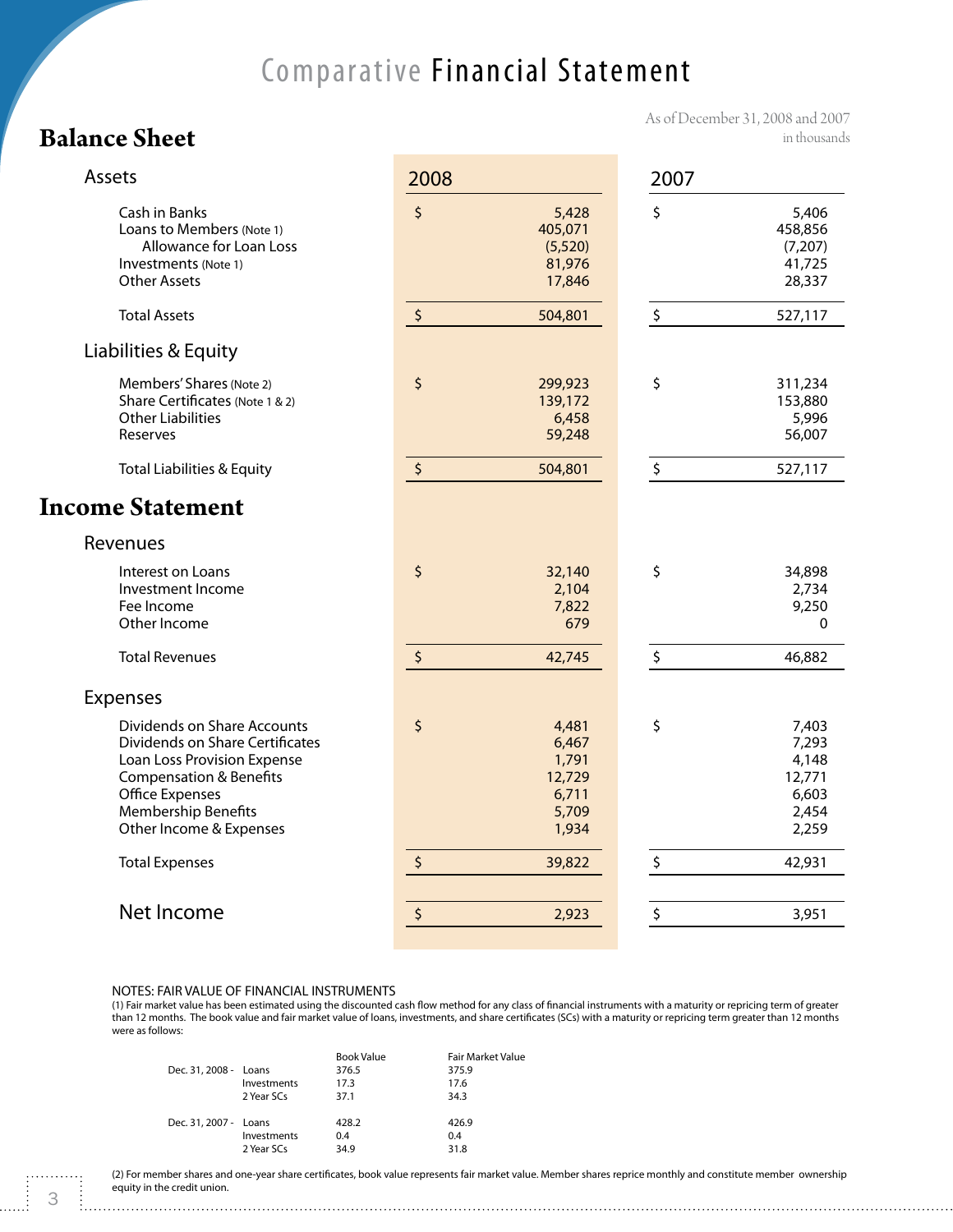# Comparative Financial Statement

As of December 31, 2008 and 2007
in thousands

## Balance Sheet

| | 2008 | 2007 |
|---|---|---|
| **Assets** | | |
| Cash in Banks | $ 5,428 | $ 5,406 |
| Loans to Members (Note 1) | 405,071 | 458,856 |
| Allowance for Loan Loss | (5,520) | (7,207) |
| Investments (Note 1) | 81,976 | 41,725 |
| Other Assets | 17,846 | 28,337 |
| Total Assets | $ 504,801 | $ 527,117 |
| **Liabilities & Equity** | | |
| Members' Shares (Note 2) | $ 299,923 | $ 311,234 |
| Share Certificates (Note 1 & 2) | 139,172 | 153,880 |
| Other Liabilities | 6,458 | 5,996 |
| Reserves | 59,248 | 56,007 |
| Total Liabilities & Equity | $ 504,801 | $ 527,117 |

## Income Statement

| | 2008 | 2007 |
|---|---|---|
| **Revenues** | | |
| Interest on Loans | $ 32,140 | $ 34,898 |
| Investment Income | 2,104 | 2,734 |
| Fee Income | 7,822 | 9,250 |
| Other Income | 679 | 0 |
| Total Revenues | $ 42,745 | $ 46,882 |
| **Expenses** | | |
| Dividends on Share Accounts | $ 4,481 | $ 7,403 |
| Dividends on Share Certificates | 6,467 | 7,293 |
| Loan Loss Provision Expense | 1,791 | 4,148 |
| Compensation & Benefits | 12,729 | 12,771 |
| Office Expenses | 6,711 | 6,603 |
| Membership Benefits | 5,709 | 2,454 |
| Other Income & Expenses | 1,934 | 2,259 |
| Total Expenses | $ 39,822 | $ 42,931 |
| **Net Income** | $ 2,923 | $ 3,951 |

NOTES: FAIR VALUE OF FINANCIAL INSTRUMENTS

(1) Fair market value has been estimated using the discounted cash flow method for any class of financial instruments with a maturity or repricing term of greater than 12 months. The book value and fair market value of loans, investments, and share certificates (SCs) with a maturity or repricing term greater than 12 months were as follows:

| | | Book Value | Fair Market Value |
|---|---|---|---|
| Dec. 31, 2008 - | Loans | 376.5 | 375.9 |
| | Investments | 17.3 | 17.6 |
| | 2 Year SCs | 37.1 | 34.3 |
| Dec. 31, 2007 - | Loans | 428.2 | 426.9 |
| | Investments | 0.4 | 0.4 |
| | 2 Year SCs | 34.9 | 31.8 |

(2) For member shares and one-year share certificates, book value represents fair market value. Member shares reprice monthly and constitute member ownership equity in the credit union.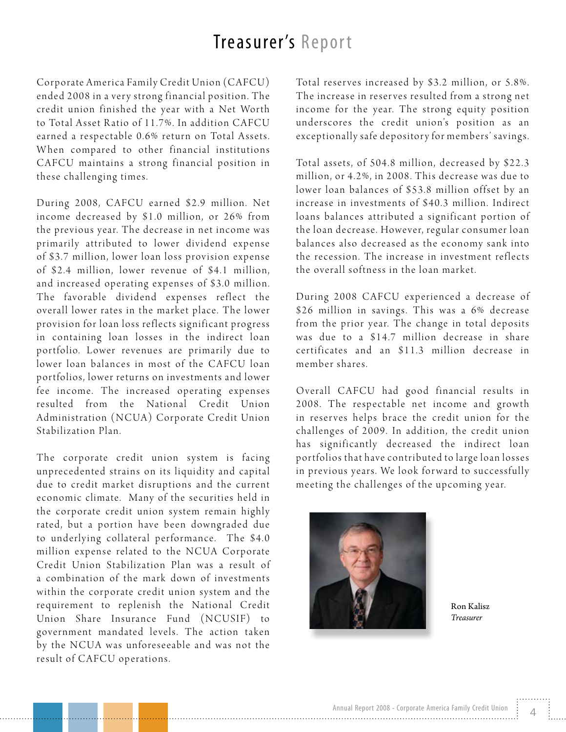# Treasurer's Report

Corporate America Family Credit Union (CAFCU) ended 2008 in a very strong financial position. The credit union finished the year with a Net Worth to Total Asset Ratio of 11.7%. In addition CAFCU earned a respectable 0.6% return on Total Assets. When compared to other financial institutions CAFCU maintains a strong financial position in these challenging times.

During 2008, CAFCU earned $2.9 million. Net income decreased by $1.0 million, or 26% from the previous year. The decrease in net income was primarily attributed to lower dividend expense of $3.7 million, lower loan loss provision expense of $2.4 million, lower revenue of $4.1 million, and increased operating expenses of $3.0 million. The favorable dividend expenses reflect the overall lower rates in the market place. The lower provision for loan loss reflects significant progress in containing loan losses in the indirect loan portfolio. Lower revenues are primarily due to lower loan balances in most of the CAFCU loan portfolios, lower returns on investments and lower fee income. The increased operating expenses resulted from the National Credit Union Administration (NCUA) Corporate Credit Union Stabilization Plan.

The corporate credit union system is facing unprecedented strains on its liquidity and capital due to credit market disruptions and the current economic climate. Many of the securities held in the corporate credit union system remain highly rated, but a portion have been downgraded due to underlying collateral performance. The $4.0 million expense related to the NCUA Corporate Credit Union Stabilization Plan was a result of a combination of the mark down of investments within the corporate credit union system and the requirement to replenish the National Credit Union Share Insurance Fund (NCUSIF) to government mandated levels. The action taken by the NCUA was unforeseeable and was not the result of CAFCU operations.

Total reserves increased by $3.2 million, or 5.8%. The increase in reserves resulted from a strong net income for the year. The strong equity position underscores the credit union's position as an exceptionally safe depository for members' savings.

Total assets, of 504.8 million, decreased by $22.3 million, or 4.2%, in 2008. This decrease was due to lower loan balances of $53.8 million offset by an increase in investments of $40.3 million. Indirect loans balances attributed a significant portion of the loan decrease. However, regular consumer loan balances also decreased as the economy sank into the recession. The increase in investment reflects the overall softness in the loan market.

During 2008 CAFCU experienced a decrease of $26 million in savings. This was a 6% decrease from the prior year. The change in total deposits was due to a $14.7 million decrease in share certificates and an $11.3 million decrease in member shares.

Overall CAFCU had good financial results in 2008. The respectable net income and growth in reserves helps brace the credit union for the challenges of 2009. In addition, the credit union has significantly decreased the indirect loan portfolios that have contributed to large loan losses in previous years. We look forward to successfully meeting the challenges of the upcoming year.

Ron Kalisz
*Treasurer*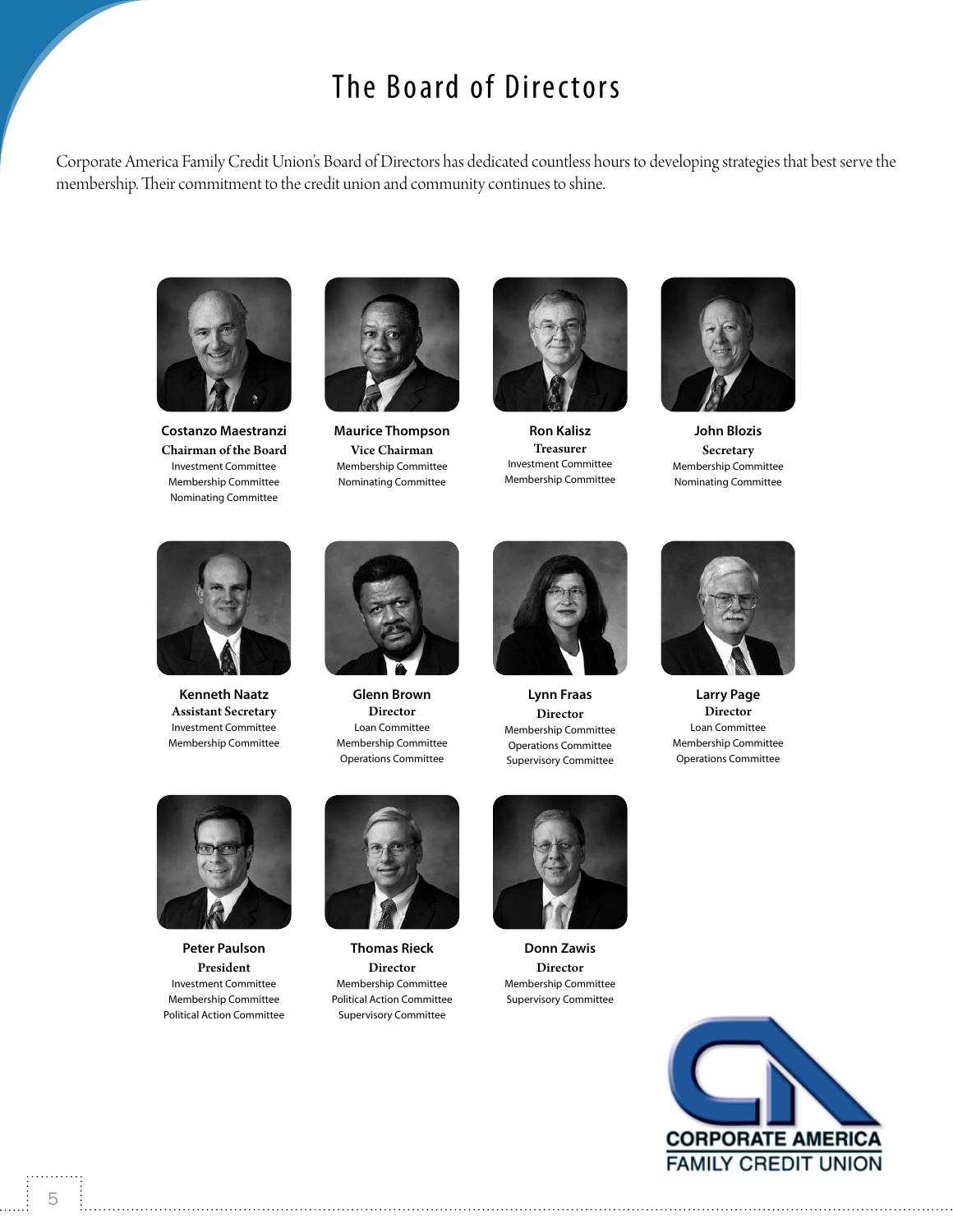# The Board of Directors

Corporate America Family Credit Union's Board of Directors has dedicated countless hours to developing strategies that best serve the membership. Their commitment to the credit union and community continues to shine.

**Costanzo Maestranzi**
**Chairman of the Board**
Investment Committee
Membership Committee
Nominating Committee

**Maurice Thompson**
**Vice Chairman**
Membership Committee
Nominating Committee

**Ron Kalisz**
**Treasurer**
Investment Committee
Membership Committee

**John Blozis**
**Secretary**
Membership Committee
Nominating Committee

**Kenneth Naatz**
**Assistant Secretary**
Investment Committee
Membership Committee

**Glenn Brown**
**Director**
Loan Committee
Membership Committee
Operations Committee

**Lynn Fraas**
**Director**
Membership Committee
Operations Committee
Supervisory Committee

**Larry Page**
**Director**
Loan Committee
Membership Committee
Operations Committee

**Peter Paulson**
**President**
Investment Committee
Membership Committee
Political Action Committee

**Thomas Rieck**
**Director**
Membership Committee
Political Action Committee
Supervisory Committee

**Donn Zawis**
**Director**
Membership Committee
Supervisory Committee

CORPORATE AMERICA
FAMILY CREDIT UNION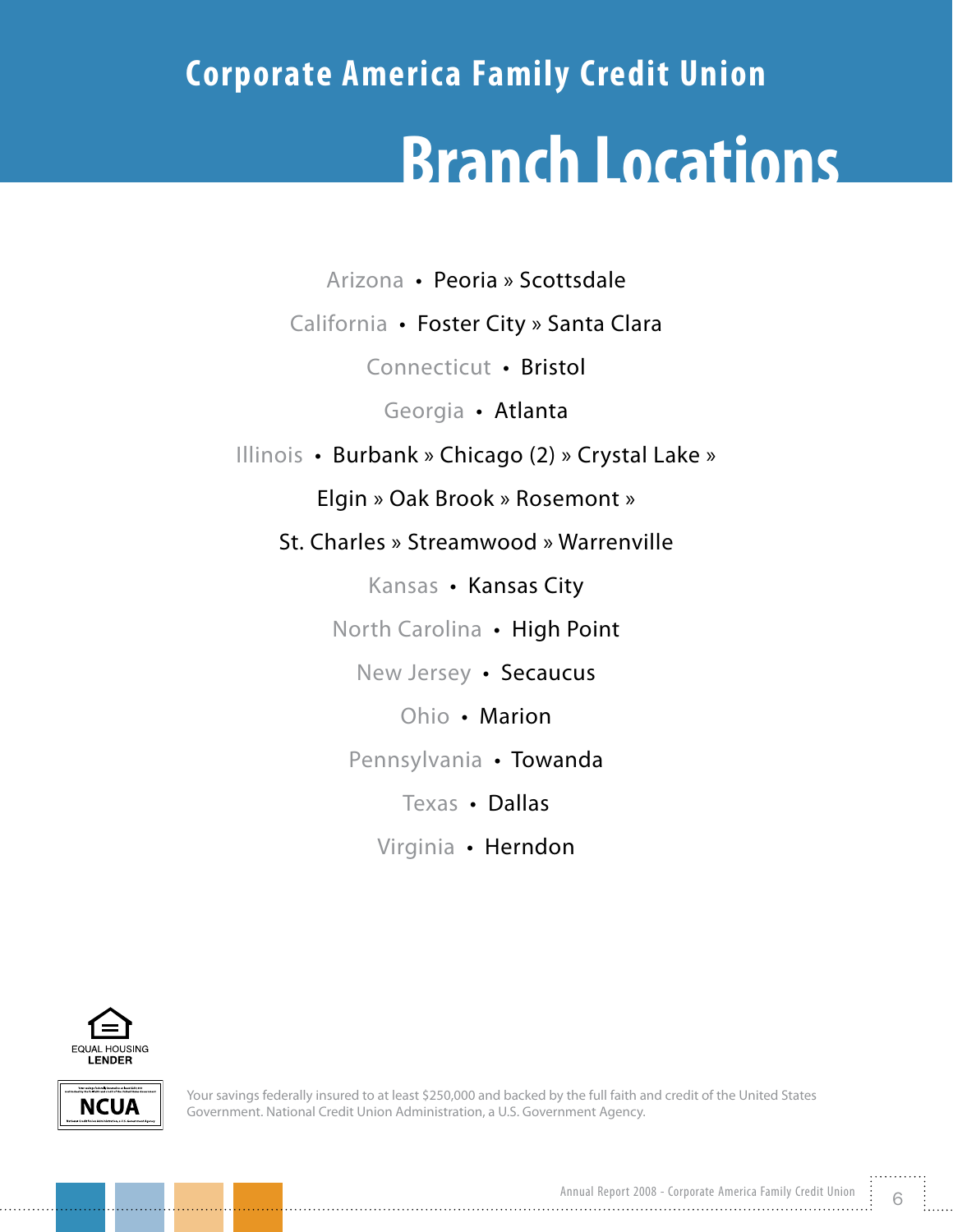## Corporate America Family Credit Union

# Branch Locations

Arizona • Peoria » Scottsdale

California • Foster City » Santa Clara

Connecticut • Bristol

Georgia • Atlanta

Illinois • Burbank » Chicago (2) » Crystal Lake » Elgin » Oak Brook » Rosemont » St. Charles » Streamwood » Warrenville

Kansas • Kansas City

North Carolina • High Point

New Jersey • Secaucus

Ohio • Marion

Pennsylvania • Towanda

Texas • Dallas

Virginia • Herndon

EQUAL HOUSING LENDER

NCUA

Your savings federally insured to at least $250,000 and backed by the full faith and credit of the United States Government. National Credit Union Administration, a U.S. Government Agency.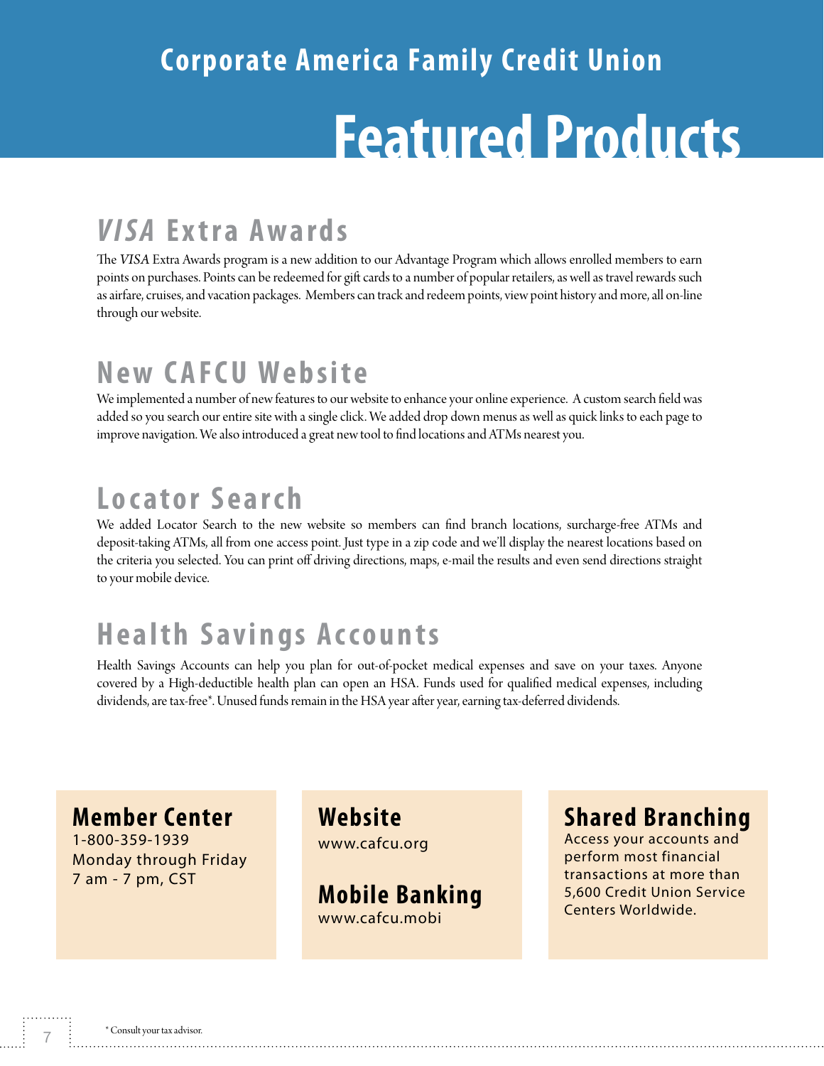Corporate America Family Credit Union

# Featured Products

## *VISA* Extra Awards

The *VISA* Extra Awards program is a new addition to our Advantage Program which allows enrolled members to earn points on purchases. Points can be redeemed for gift cards to a number of popular retailers, as well as travel rewards such as airfare, cruises, and vacation packages. Members can track and redeem points, view point history and more, all on-line through our website.

## New CAFCU Website

We implemented a number of new features to our website to enhance your online experience. A custom search field was added so you search our entire site with a single click. We added drop down menus as well as quick links to each page to improve navigation. We also introduced a great new tool to find locations and ATMs nearest you.

## Locator Search

We added Locator Search to the new website so members can find branch locations, surcharge-free ATMs and deposit-taking ATMs, all from one access point. Just type in a zip code and we'll display the nearest locations based on the criteria you selected. You can print off driving directions, maps, e-mail the results and even send directions straight to your mobile device.

## Health Savings Accounts

Health Savings Accounts can help you plan for out-of-pocket medical expenses and save on your taxes. Anyone covered by a High-deductible health plan can open an HSA. Funds used for qualified medical expenses, including dividends, are tax-free*. Unused funds remain in the HSA year after year, earning tax-deferred dividends.

### Member Center

1-800-359-1939
Monday through Friday
7 am - 7 pm, CST

### Website

www.cafcu.org

### Mobile Banking

www.cafcu.mobi

### Shared Branching

Access your accounts and perform most financial transactions at more than 5,600 Credit Union Service Centers Worldwide.

* Consult your tax advisor.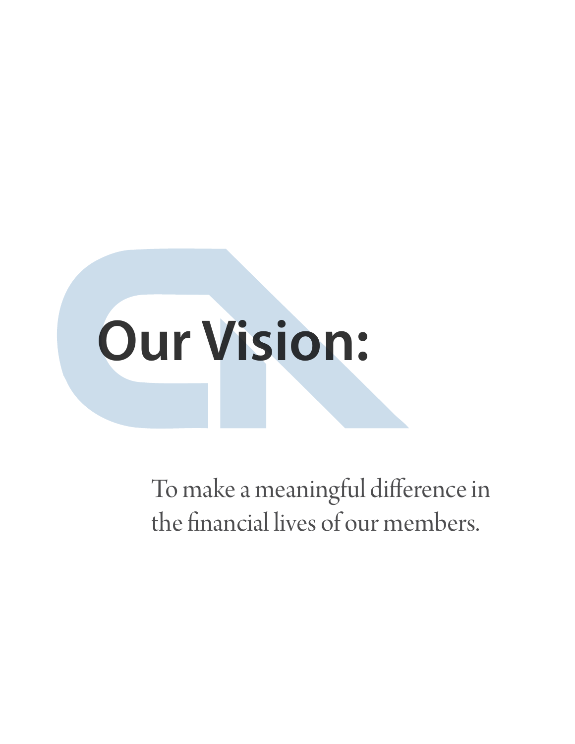# Our Vision:

To make a meaningful difference in the financial lives of our members.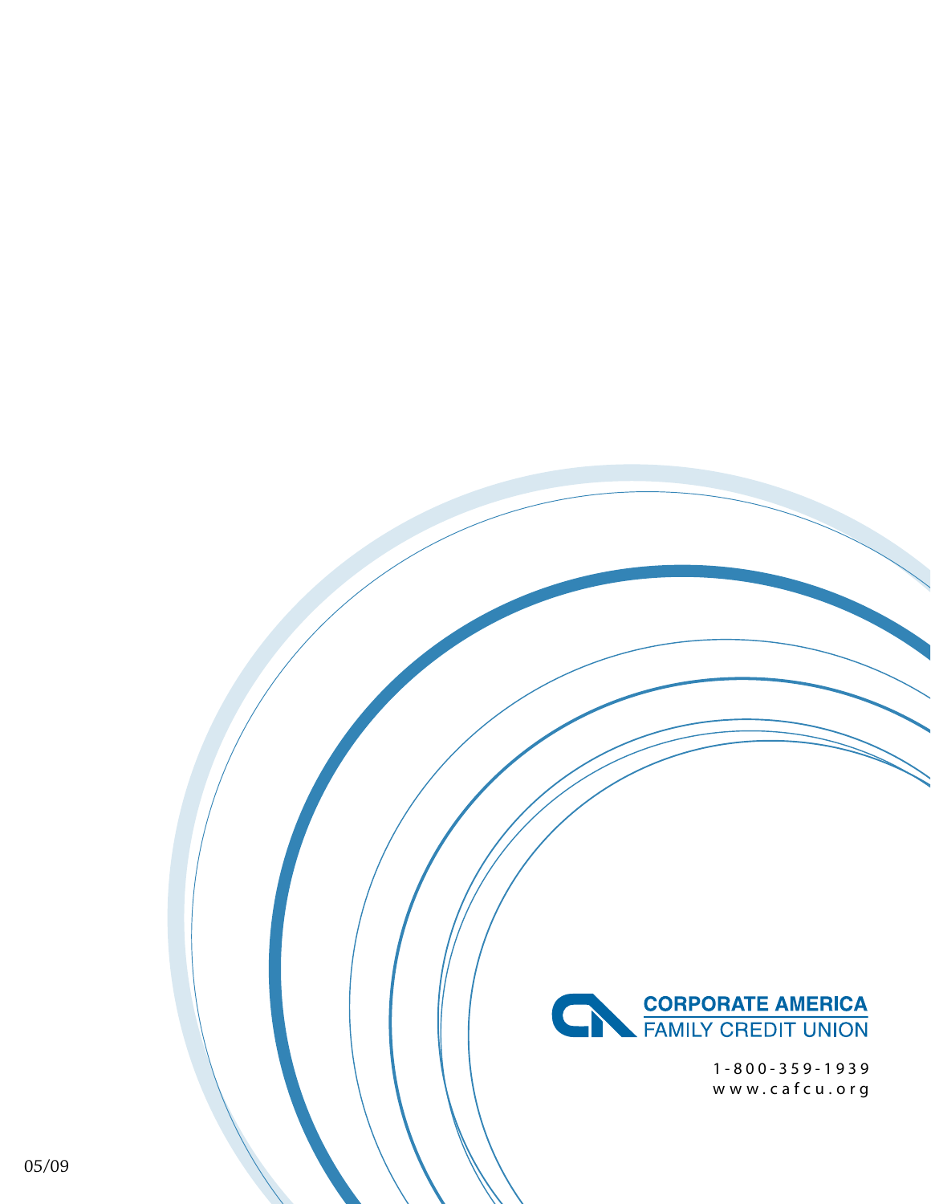CORPORATE AMERICA
FAMILY CREDIT UNION

1-800-359-1939
www.cafcu.org

05/09